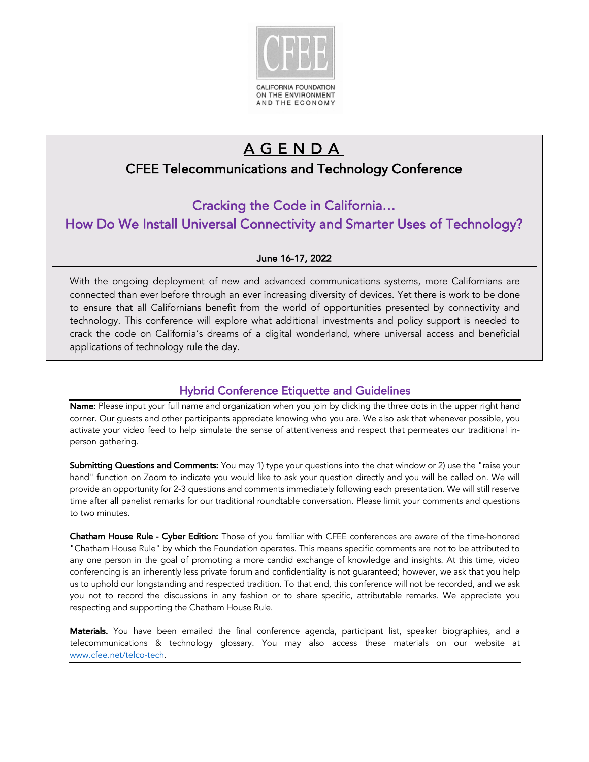CALIFORNIA FOUNDATION ON THE ENVIRONMENT AND THE ECONOMY

# A G E N D A

## CFEE Telecommunications and Technology Conference

## Cracking the Code in California…
## How Do We Install Universal Connectivity and Smarter Uses of Technology?

**June 16-17, 2022**

With the ongoing deployment of new and advanced communications systems, more Californians are connected than ever before through an ever increasing diversity of devices. Yet there is work to be done to ensure that all Californians benefit from the world of opportunities presented by connectivity and technology. This conference will explore what additional investments and policy support is needed to crack the code on California's dreams of a digital wonderland, where universal access and beneficial applications of technology rule the day.

## Hybrid Conference Etiquette and Guidelines

**Name:** Please input your full name and organization when you join by clicking the three dots in the upper right hand corner. Our guests and other participants appreciate knowing who you are. We also ask that whenever possible, you activate your video feed to help simulate the sense of attentiveness and respect that permeates our traditional in-person gathering.

**Submitting Questions and Comments:** You may 1) type your questions into the chat window or 2) use the "raise your hand" function on Zoom to indicate you would like to ask your question directly and you will be called on. We will provide an opportunity for 2-3 questions and comments immediately following each presentation. We will still reserve time after all panelist remarks for our traditional roundtable conversation. Please limit your comments and questions to two minutes.

**Chatham House Rule - Cyber Edition:** Those of you familiar with CFEE conferences are aware of the time-honored "Chatham House Rule" by which the Foundation operates. This means specific comments are not to be attributed to any one person in the goal of promoting a more candid exchange of knowledge and insights. At this time, video conferencing is an inherently less private forum and confidentiality is not guaranteed; however, we ask that you help us to uphold our longstanding and respected tradition. To that end, this conference will not be recorded, and we ask you not to record the discussions in any fashion or to share specific, attributable remarks. We appreciate you respecting and supporting the Chatham House Rule.

**Materials.** You have been emailed the final conference agenda, participant list, speaker biographies, and a telecommunications & technology glossary. You may also access these materials on our website at www.cfee.net/telco-tech.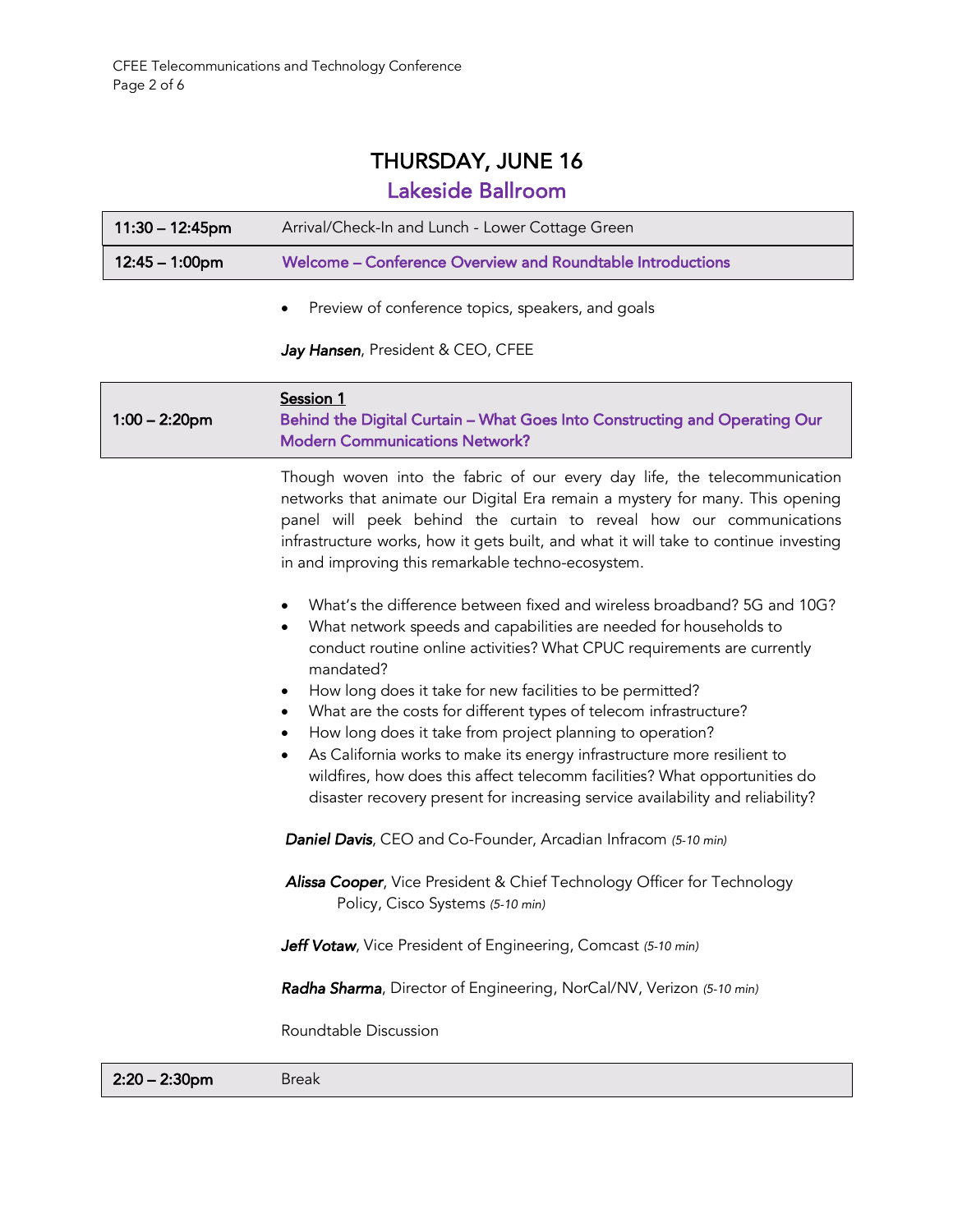# THURSDAY, JUNE 16

## Lakeside Ballroom

**11:30 – 12:45pm** Arrival/Check-In and Lunch - Lower Cottage Green

**12:45 – 1:00pm** Welcome – Conference Overview and Roundtable Introductions

- Preview of conference topics, speakers, and goals

***Jay Hansen***, President & CEO, CFEE

**1:00 – 2:20pm**

**Session 1**
**Behind the Digital Curtain – What Goes Into Constructing and Operating Our Modern Communications Network?**

Though woven into the fabric of our every day life, the telecommunication networks that animate our Digital Era remain a mystery for many. This opening panel will peek behind the curtain to reveal how our communications infrastructure works, how it gets built, and what it will take to continue investing in and improving this remarkable techno-ecosystem.

- What's the difference between fixed and wireless broadband? 5G and 10G?
- What network speeds and capabilities are needed for households to conduct routine online activities? What CPUC requirements are currently mandated?
- How long does it take for new facilities to be permitted?
- What are the costs for different types of telecom infrastructure?
- How long does it take from project planning to operation?
- As California works to make its energy infrastructure more resilient to wildfires, how does this affect telecomm facilities? What opportunities do disaster recovery present for increasing service availability and reliability?

***Daniel Davis***, CEO and Co-Founder, Arcadian Infracom *(5-10 min)*

***Alissa Cooper***, Vice President & Chief Technology Officer for Technology Policy, Cisco Systems *(5-10 min)*

***Jeff Votaw***, Vice President of Engineering, Comcast *(5-10 min)*

***Radha Sharma***, Director of Engineering, NorCal/NV, Verizon *(5-10 min)*

Roundtable Discussion

**2:20 – 2:30pm** Break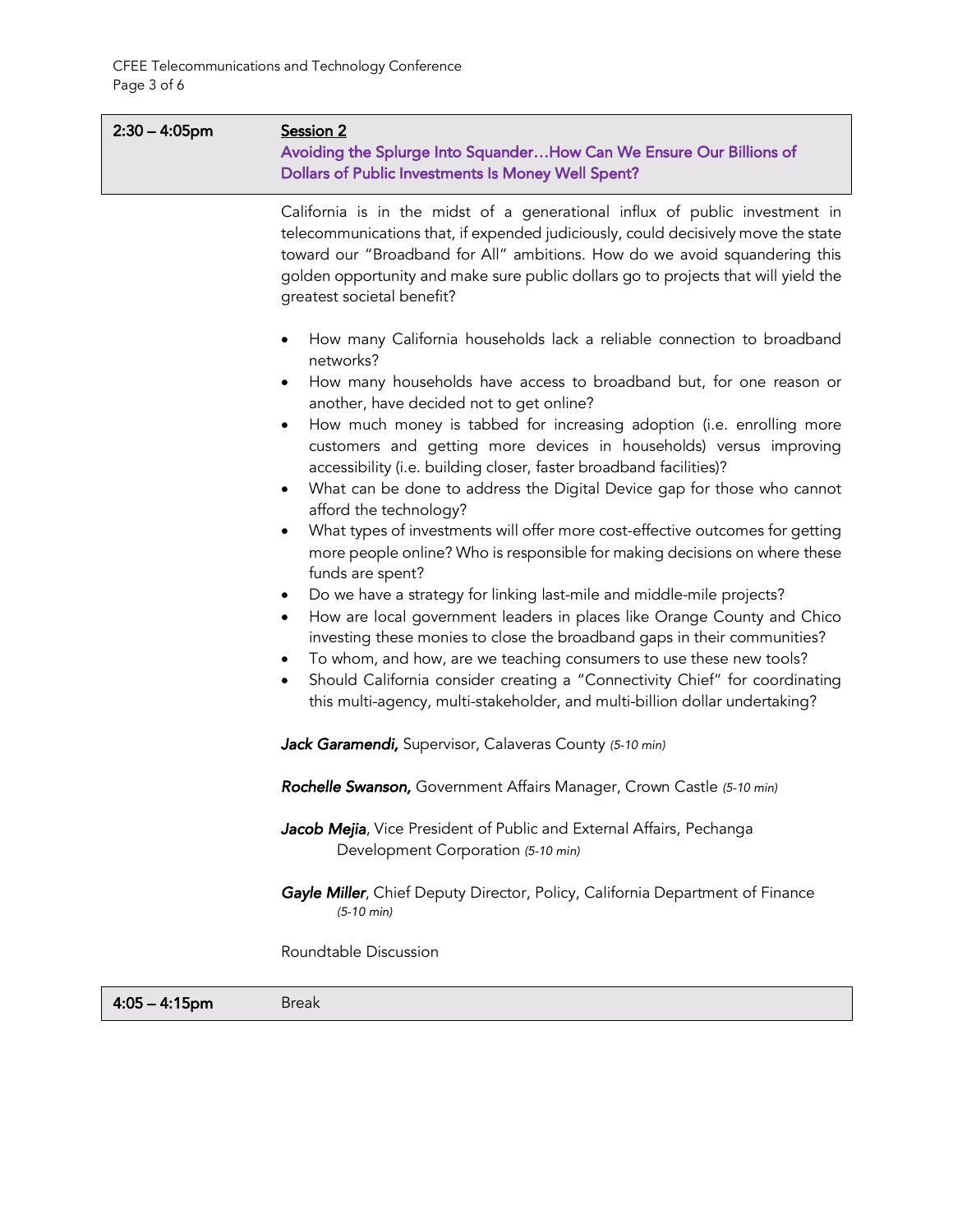| 2:30 – 4:05pm | **Session 2** Avoiding the Splurge Into Squander…How Can We Ensure Our Billions of Dollars of Public Investments Is Money Well Spent? |
|---|---|

California is in the midst of a generational influx of public investment in telecommunications that, if expended judiciously, could decisively move the state toward our "Broadband for All" ambitions. How do we avoid squandering this golden opportunity and make sure public dollars go to projects that will yield the greatest societal benefit?

- How many California households lack a reliable connection to broadband networks?
- How many households have access to broadband but, for one reason or another, have decided not to get online?
- How much money is tabbed for increasing adoption (i.e. enrolling more customers and getting more devices in households) versus improving accessibility (i.e. building closer, faster broadband facilities)?
- What can be done to address the Digital Device gap for those who cannot afford the technology?
- What types of investments will offer more cost-effective outcomes for getting more people online? Who is responsible for making decisions on where these funds are spent?
- Do we have a strategy for linking last-mile and middle-mile projects?
- How are local government leaders in places like Orange County and Chico investing these monies to close the broadband gaps in their communities?
- To whom, and how, are we teaching consumers to use these new tools?
- Should California consider creating a "Connectivity Chief" for coordinating this multi-agency, multi-stakeholder, and multi-billion dollar undertaking?

***Jack Garamendi,*** Supervisor, Calaveras County *(5-10 min)*

***Rochelle Swanson,*** Government Affairs Manager, Crown Castle *(5-10 min)*

***Jacob Mejia***, Vice President of Public and External Affairs, Pechanga Development Corporation *(5-10 min)*

***Gayle Miller***, Chief Deputy Director, Policy, California Department of Finance *(5-10 min)*

Roundtable Discussion

| 4:05 – 4:15pm | Break |
|---|---|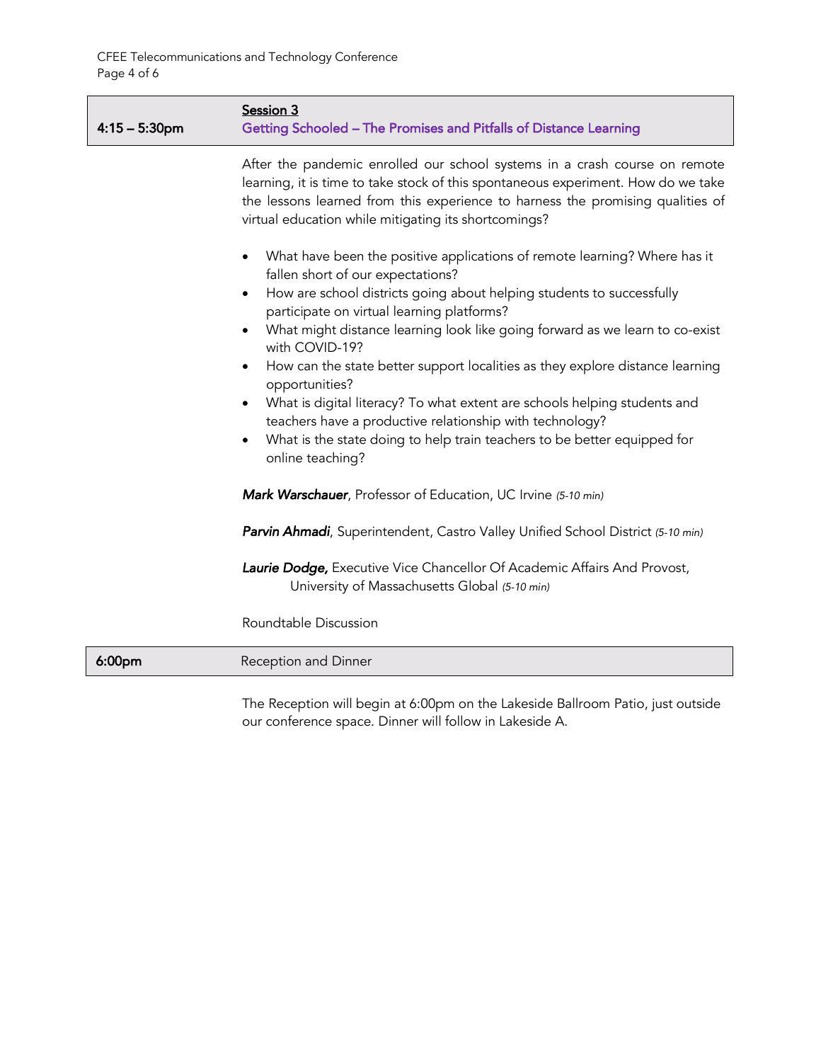| 4:15 – 5:30pm | **Session 3**<br>Getting Schooled – The Promises and Pitfalls of Distance Learning |
|---|---|

After the pandemic enrolled our school systems in a crash course on remote learning, it is time to take stock of this spontaneous experiment. How do we take the lessons learned from this experience to harness the promising qualities of virtual education while mitigating its shortcomings?

- What have been the positive applications of remote learning? Where has it fallen short of our expectations?
- How are school districts going about helping students to successfully participate on virtual learning platforms?
- What might distance learning look like going forward as we learn to co-exist with COVID-19?
- How can the state better support localities as they explore distance learning opportunities?
- What is digital literacy? To what extent are schools helping students and teachers have a productive relationship with technology?
- What is the state doing to help train teachers to be better equipped for online teaching?

***Mark Warschauer***, Professor of Education, UC Irvine *(5-10 min)*

***Parvin Ahmadi***, Superintendent, Castro Valley Unified School District *(5-10 min)*

***Laurie Dodge,*** Executive Vice Chancellor Of Academic Affairs And Provost, University of Massachusetts Global *(5-10 min)*

Roundtable Discussion

| 6:00pm | Reception and Dinner |
|---|---|

The Reception will begin at 6:00pm on the Lakeside Ballroom Patio, just outside our conference space. Dinner will follow in Lakeside A.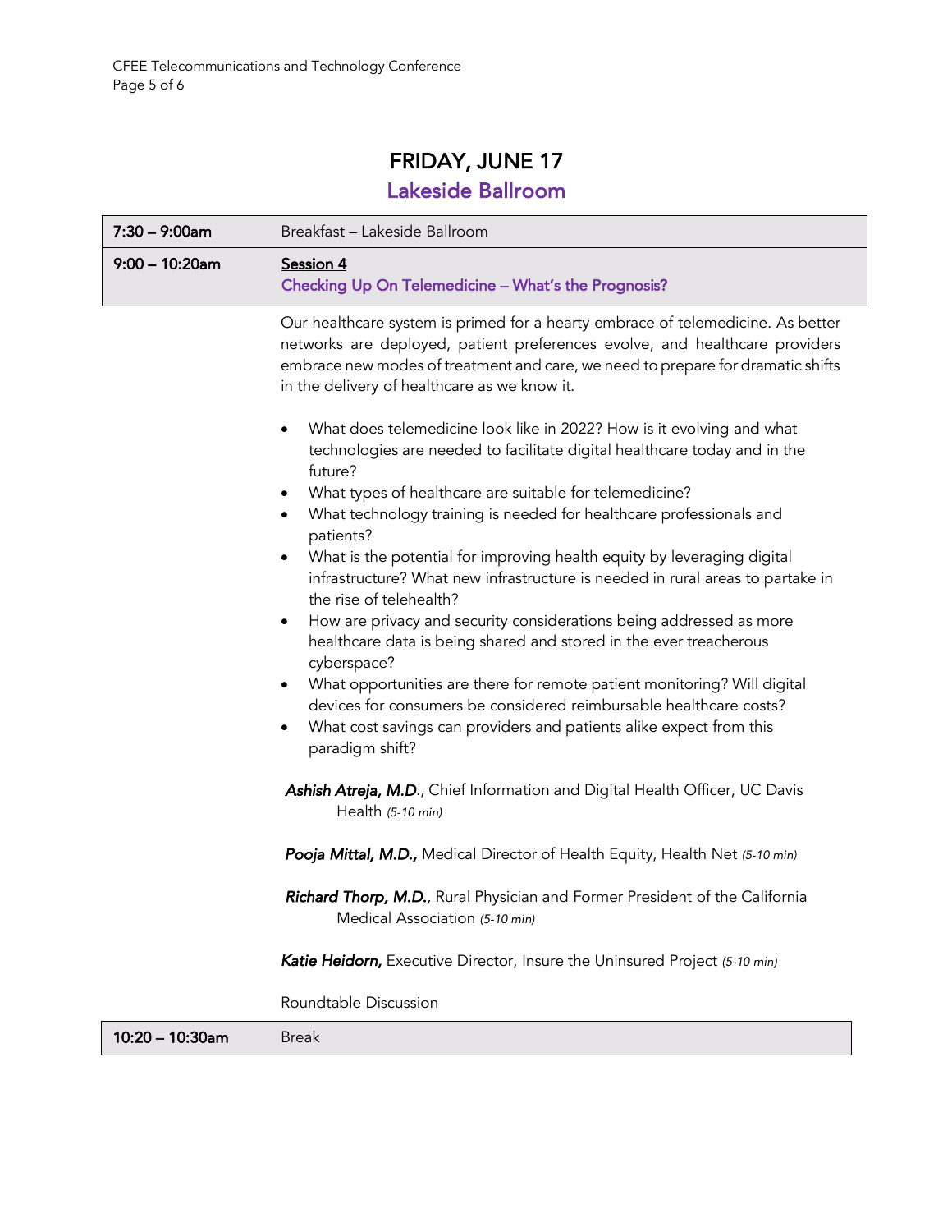# FRIDAY, JUNE 17

## Lakeside Ballroom

| | |
|---|---|
| **7:30 – 9:00am** | Breakfast – Lakeside Ballroom |
| **9:00 – 10:20am** | **Session 4**<br>Checking Up On Telemedicine – What's the Prognosis? |

Our healthcare system is primed for a hearty embrace of telemedicine. As better networks are deployed, patient preferences evolve, and healthcare providers embrace new modes of treatment and care, we need to prepare for dramatic shifts in the delivery of healthcare as we know it.

- What does telemedicine look like in 2022? How is it evolving and what technologies are needed to facilitate digital healthcare today and in the future?
- What types of healthcare are suitable for telemedicine?
- What technology training is needed for healthcare professionals and patients?
- What is the potential for improving health equity by leveraging digital infrastructure? What new infrastructure is needed in rural areas to partake in the rise of telehealth?
- How are privacy and security considerations being addressed as more healthcare data is being shared and stored in the ever treacherous cyberspace?
- What opportunities are there for remote patient monitoring? Will digital devices for consumers be considered reimbursable healthcare costs?
- What cost savings can providers and patients alike expect from this paradigm shift?

***Ashish Atreja, M.D***., Chief Information and Digital Health Officer, UC Davis Health *(5-10 min)*

***Pooja Mittal, M.D.,*** Medical Director of Health Equity, Health Net *(5-10 min)*

***Richard Thorp, M.D.***, Rural Physician and Former President of the California Medical Association *(5-10 min)*

***Katie Heidorn,*** Executive Director, Insure the Uninsured Project *(5-10 min)*

Roundtable Discussion

| | |
|---|---|
| **10:20 – 10:30am** | Break |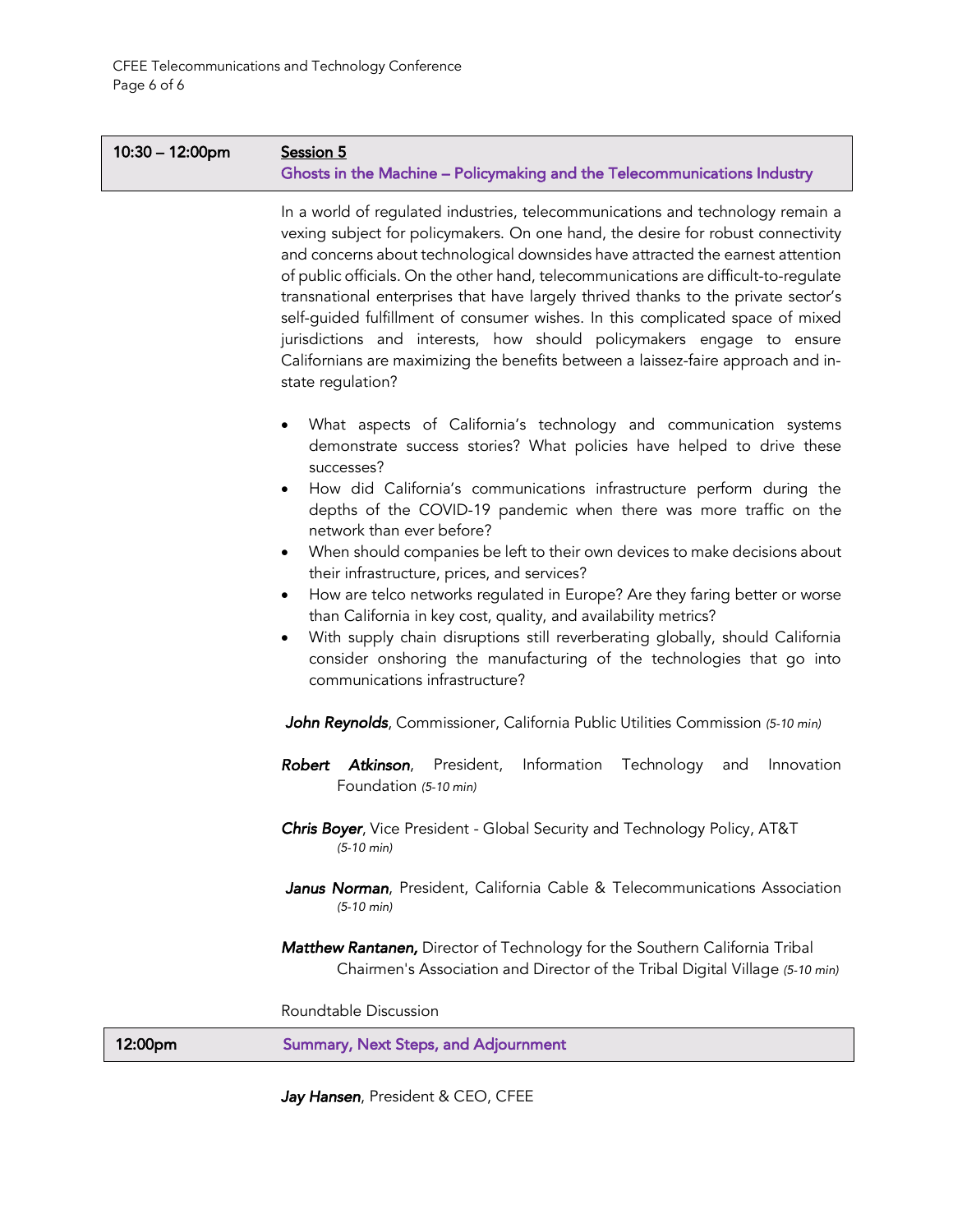| | |
|---|---|
| 10:30 – 12:00pm | **Session 5**<br>**Ghosts in the Machine – Policymaking and the Telecommunications Industry** |

In a world of regulated industries, telecommunications and technology remain a vexing subject for policymakers. On one hand, the desire for robust connectivity and concerns about technological downsides have attracted the earnest attention of public officials. On the other hand, telecommunications are difficult-to-regulate transnational enterprises that have largely thrived thanks to the private sector's self-guided fulfillment of consumer wishes. In this complicated space of mixed jurisdictions and interests, how should policymakers engage to ensure Californians are maximizing the benefits between a laissez-faire approach and in-state regulation?

- What aspects of California's technology and communication systems demonstrate success stories? What policies have helped to drive these successes?
- How did California's communications infrastructure perform during the depths of the COVID-19 pandemic when there was more traffic on the network than ever before?
- When should companies be left to their own devices to make decisions about their infrastructure, prices, and services?
- How are telco networks regulated in Europe? Are they faring better or worse than California in key cost, quality, and availability metrics?
- With supply chain disruptions still reverberating globally, should California consider onshoring the manufacturing of the technologies that go into communications infrastructure?

***John Reynolds***, Commissioner, California Public Utilities Commission *(5-10 min)*

***Robert Atkinson***, President, Information Technology and Innovation Foundation *(5-10 min)*

***Chris Boyer***, Vice President - Global Security and Technology Policy, AT&T *(5-10 min)*

***Janus Norman***, President, California Cable & Telecommunications Association *(5-10 min)*

***Matthew Rantanen,*** Director of Technology for the Southern California Tribal Chairmen's Association and Director of the Tribal Digital Village *(5-10 min)*

Roundtable Discussion

| | |
|---|---|
| 12:00pm | **Summary, Next Steps, and Adjournment** |

***Jay Hansen***, President & CEO, CFEE